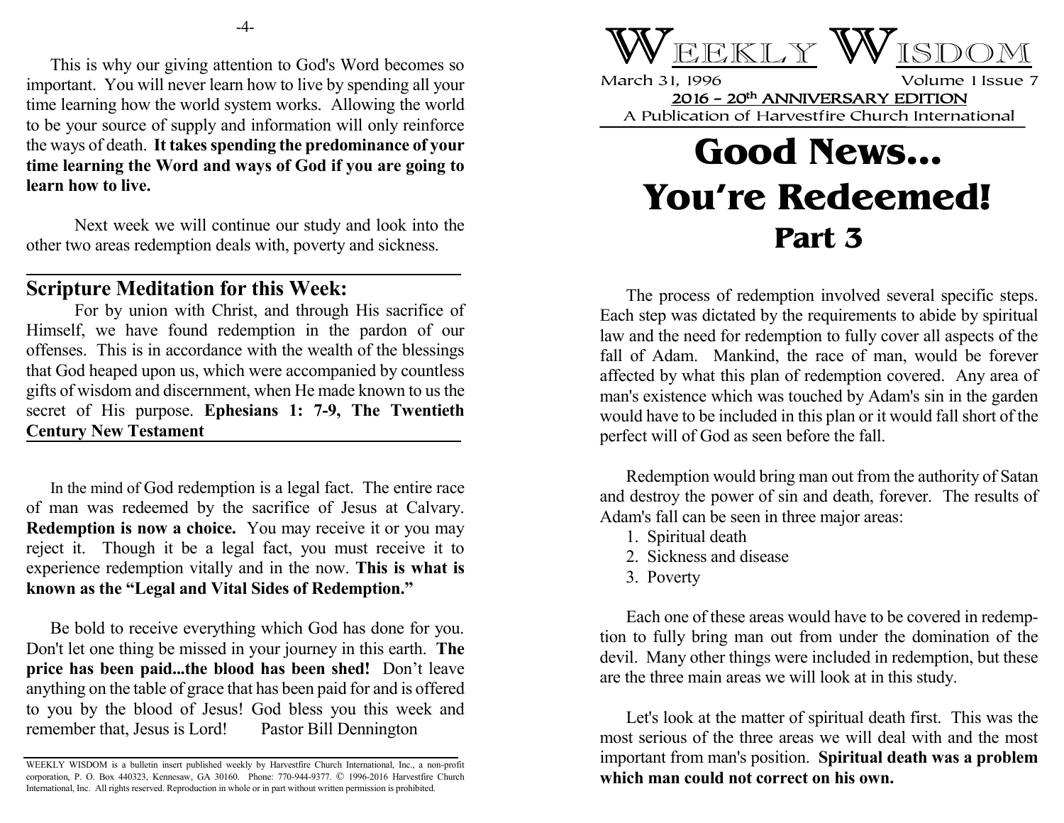This is why our giving attention to God's Word becomes so important. You will never learn how to live by spending all your time learning how the world system works. Allowing the world to be your source of supply and information will only reinforce the ways of death. **It takes spending the predominance of your time learning the Word and ways of God if you are going to learn how to live.**

Next week we will continue our study and look into the other two areas redemption deals with, poverty and sickness.

## Scripture Meditation for this Week:

For by union with Christ, and through His sacrifice of Himself, we have found redemption in the pardon of our offenses. This is in accordance with the wealth of the blessings that God heaped upon us, which were accompanied by countless gifts of wisdom and discernment, when He made known to us the secret of His purpose. **Ephesians 1: 7-9, The Twentieth Century New Testament**

In the mind of God redemption is a legal fact. The entire race of man was redeemed by the sacrifice of Jesus at Calvary. **Redemption is now a choice.** You may receive it or you may reject it. Though it be a legal fact, you must receive it to experience redemption vitally and in the now. **This is what is known as the "Legal and Vital Sides of Redemption."**

Be bold to receive everything which God has done for you. Don't let one thing be missed in your journey in this earth. **The price has been paid...the blood has been shed!** Don't leave anything on the table of grace that has been paid for and is offered to you by the blood of Jesus! God bless you this week and remember that, Jesus is Lord! Pastor Bill Dennington

WEEKLY WISDOM is a bulletin insert published weekly by Harvestfire Church International, Inc., a non-profit corporation, P. O. Box 440323, Kennesaw, GA 30160. Phone: 770-944-9377. © 1996-2016 Harvestfire Church International, Inc. All rights reserved. Reproduction in whole or in part without written permission is prohibited.

# WEEKLY WISDOM

March 31, 1996 Volume 1 Issue 7

**2016 – 20th ANNIVERSARY EDITION**

A Publication of Harvestfire Church International

# Good News... You're Redeemed!
## Part 3

The process of redemption involved several specific steps. Each step was dictated by the requirements to abide by spiritual law and the need for redemption to fully cover all aspects of the fall of Adam. Mankind, the race of man, would be forever affected by what this plan of redemption covered. Any area of man's existence which was touched by Adam's sin in the garden would have to be included in this plan or it would fall short of the perfect will of God as seen before the fall.

Redemption would bring man out from the authority of Satan and destroy the power of sin and death, forever. The results of Adam's fall can be seen in three major areas:

1. Spiritual death
2. Sickness and disease
3. Poverty

Each one of these areas would have to be covered in redemption to fully bring man out from under the domination of the devil. Many other things were included in redemption, but these are the three main areas we will look at in this study.

Let's look at the matter of spiritual death first. This was the most serious of the three areas we will deal with and the most important from man's position. **Spiritual death was a problem which man could not correct on his own.**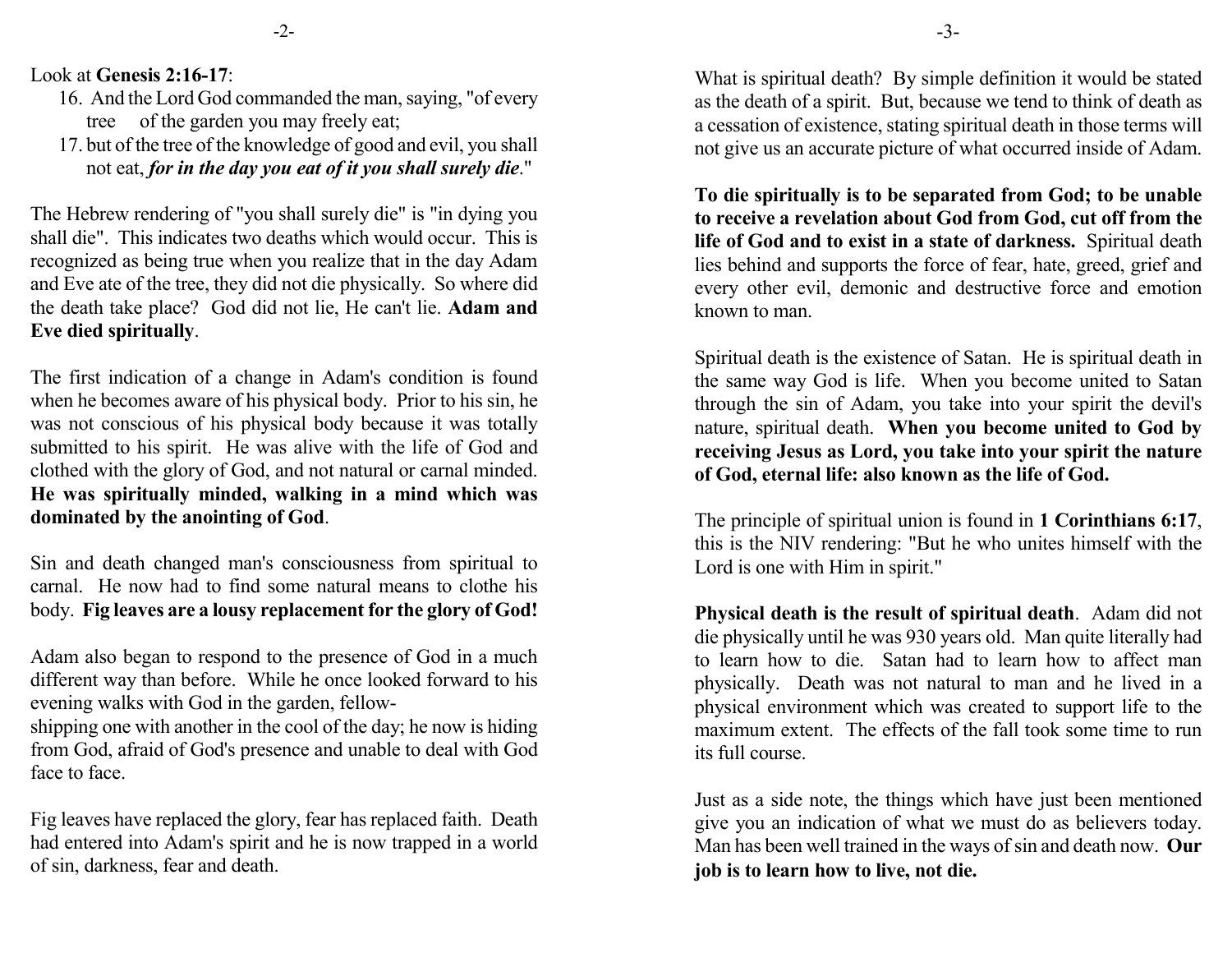Look at **Genesis 2:16-17**:

16. And the Lord God commanded the man, saying, "of every tree of the garden you may freely eat;
17. but of the tree of the knowledge of good and evil, you shall not eat, ***for in the day you eat of it you shall surely die***."

The Hebrew rendering of "you shall surely die" is "in dying you shall die". This indicates two deaths which would occur. This is recognized as being true when you realize that in the day Adam and Eve ate of the tree, they did not die physically. So where did the death take place? God did not lie, He can't lie. **Adam and Eve died spiritually**.

The first indication of a change in Adam's condition is found when he becomes aware of his physical body. Prior to his sin, he was not conscious of his physical body because it was totally submitted to his spirit. He was alive with the life of God and clothed with the glory of God, and not natural or carnal minded. **He was spiritually minded, walking in a mind which was dominated by the anointing of God**.

Sin and death changed man's consciousness from spiritual to carnal. He now had to find some natural means to clothe his body. **Fig leaves are a lousy replacement for the glory of God!**

Adam also began to respond to the presence of God in a much different way than before. While he once looked forward to his evening walks with God in the garden, fellowshipping one with another in the cool of the day; he now is hiding from God, afraid of God's presence and unable to deal with God face to face.

Fig leaves have replaced the glory, fear has replaced faith. Death had entered into Adam's spirit and he is now trapped in a world of sin, darkness, fear and death.

What is spiritual death? By simple definition it would be stated as the death of a spirit. But, because we tend to think of death as a cessation of existence, stating spiritual death in those terms will not give us an accurate picture of what occurred inside of Adam.

**To die spiritually is to be separated from God; to be unable to receive a revelation about God from God, cut off from the life of God and to exist in a state of darkness.** Spiritual death lies behind and supports the force of fear, hate, greed, grief and every other evil, demonic and destructive force and emotion known to man.

Spiritual death is the existence of Satan. He is spiritual death in the same way God is life. When you become united to Satan through the sin of Adam, you take into your spirit the devil's nature, spiritual death. **When you become united to God by receiving Jesus as Lord, you take into your spirit the nature of God, eternal life: also known as the life of God.**

The principle of spiritual union is found in **1 Corinthians 6:17**, this is the NIV rendering: "But he who unites himself with the Lord is one with Him in spirit."

**Physical death is the result of spiritual death**. Adam did not die physically until he was 930 years old. Man quite literally had to learn how to die. Satan had to learn how to affect man physically. Death was not natural to man and he lived in a physical environment which was created to support life to the maximum extent. The effects of the fall took some time to run its full course.

Just as a side note, the things which have just been mentioned give you an indication of what we must do as believers today. Man has been well trained in the ways of sin and death now. **Our job is to learn how to live, not die.**